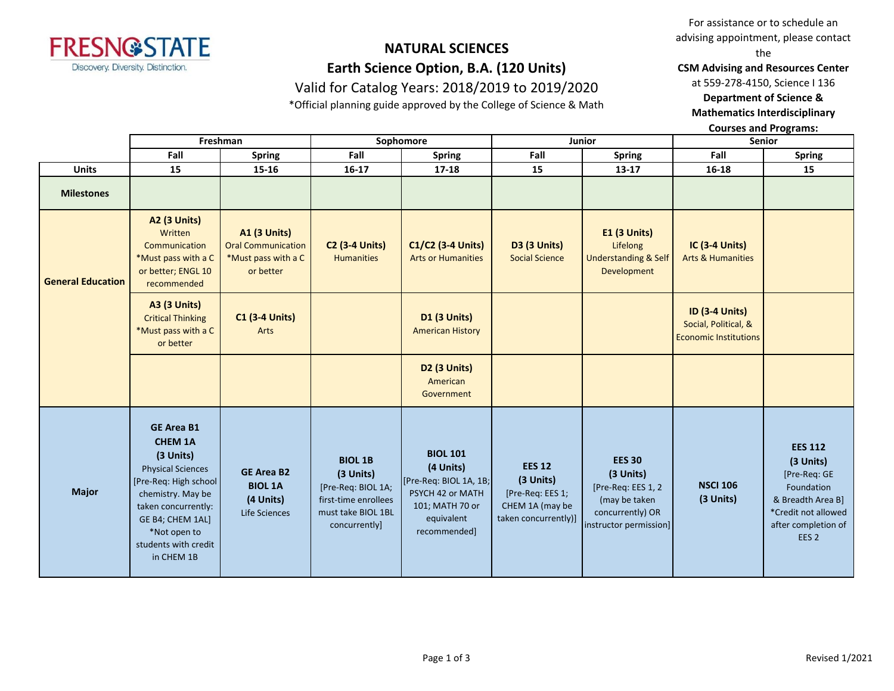FRESNO STATE
Discovery. Diversity. Distinction.

# NATURAL SCIENCES

## Earth Science Option, B.A. (120 Units)

Valid for Catalog Years: 2018/2019 to 2019/2020

*Official planning guide approved by the College of Science & Math

For assistance or to schedule an advising appointment, please contact the **CSM Advising and Resources Center** at 559-278-4150, Science I 136 **Department of Science & Mathematics Interdisciplinary Courses and Programs:**

| | Freshman | | Sophomore | | Junior | | Senior | |
|---|---|---|---|---|---|---|---|---|
| | Fall | Spring | Fall | Spring | Fall | Spring | Fall | Spring |
| **Units** | 15 | 15-16 | 16-17 | 17-18 | 15 | 13-17 | 16-18 | 15 |
| **Milestones** | | | | | | | | |
| **General Education** | **A2 (3 Units)** Written Communication *Must pass with a C or better; ENGL 10 recommended | **A1 (3 Units)** Oral Communication *Must pass with a C or better | **C2 (3-4 Units)** Humanities | **C1/C2 (3-4 Units)** Arts or Humanities | **D3 (3 Units)** Social Science | **E1 (3 Units)** Lifelong Understanding & Self Development | **IC (3-4 Units)** Arts & Humanities | |
| | **A3 (3 Units)** Critical Thinking *Must pass with a C or better | **C1 (3-4 Units)** Arts | | **D1 (3 Units)** American History | | | **ID (3-4 Units)** Social, Political, & Economic Institutions | |
| | | | | **D2 (3 Units)** American Government | | | | |
| **Major** | **GE Area B1 CHEM 1A (3 Units)** Physical Sciences [Pre-Req: High school chemistry. May be taken concurrently: GE B4; CHEM 1AL] *Not open to students with credit in CHEM 1B | **GE Area B2 BIOL 1A (4 Units)** Life Sciences | **BIOL 1B (3 Units)** [Pre-Req: BIOL 1A; first-time enrollees must take BIOL 1BL concurrently] | **BIOL 101 (4 Units)** [Pre-Req: BIOL 1A, 1B; PSYCH 42 or MATH 101; MATH 70 or equivalent recommended] | **EES 12 (3 Units)** [Pre-Req: EES 1; CHEM 1A (may be taken concurrently)] | **EES 30 (3 Units)** [Pre-Req: EES 1, 2 (may be taken concurrently) OR instructor permission] | **NSCI 106 (3 Units)** | **EES 112 (3 Units)** [Pre-Req: GE Foundation & Breadth Area B] *Credit not allowed after completion of EES 2 |

Revised 1/2021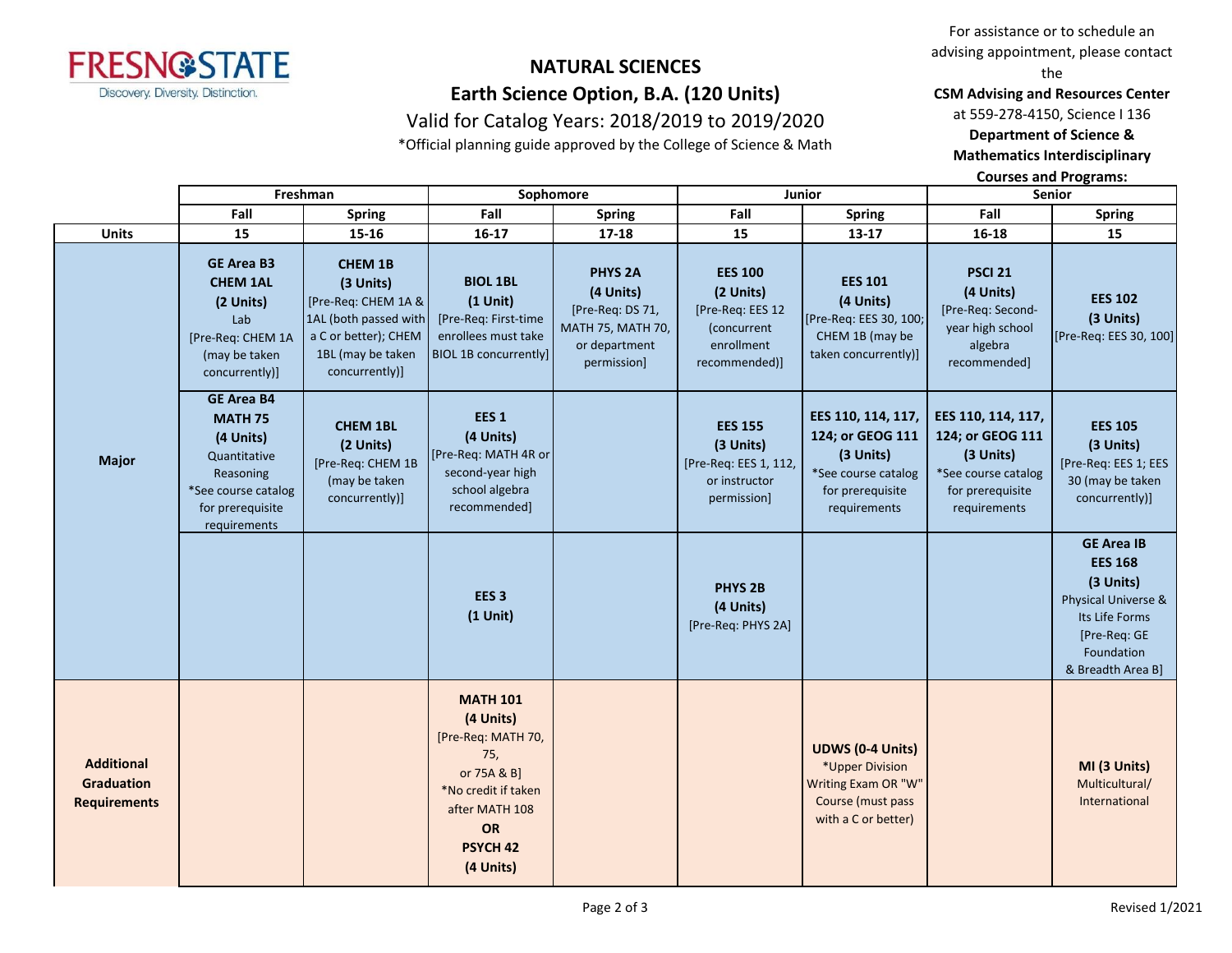# NATURAL SCIENCES

## Earth Science Option, B.A. (120 Units)

Valid for Catalog Years: 2018/2019 to 2019/2020

*Official planning guide approved by the College of Science & Math

For assistance or to schedule an advising appointment, please contact the **CSM Advising and Resources Center** at 559-278-4150, Science I 136 **Department of Science & Mathematics Interdisciplinary Courses and Programs:**

| | Freshman | | Sophomore | | Junior | | Senior | |
|---|---|---|---|---|---|---|---|---|
| | Fall | Spring | Fall | Spring | Fall | Spring | Fall | Spring |
| **Units** | 15 | 15-16 | 16-17 | 17-18 | 15 | 13-17 | 16-18 | 15 |
| **Major** | **GE Area B3 CHEM 1AL (2 Units)** Lab [Pre-Req: CHEM 1A (may be taken concurrently)] | **CHEM 1B (3 Units)** [Pre-Req: CHEM 1A & 1AL (both passed with a C or better); CHEM 1BL (may be taken concurrently)] | **BIOL 1BL (1 Unit)** [Pre-Req: First-time enrollees must take BIOL 1B concurrently] | **PHYS 2A (4 Units)** [Pre-Req: DS 71, MATH 75, MATH 70, or department permission] | **EES 100 (2 Units)** [Pre-Req: EES 12 (concurrent enrollment recommended)] | **EES 101 (4 Units)** [Pre-Req: EES 30, 100; CHEM 1B (may be taken concurrently)] | **PSCI 21 (4 Units)** [Pre-Req: Second-year high school algebra recommended] | **EES 102 (3 Units)** [Pre-Req: EES 30, 100] |
| | **GE Area B4 MATH 75 (4 Units)** Quantitative Reasoning *See course catalog for prerequisite requirements | **CHEM 1BL (2 Units)** [Pre-Req: CHEM 1B (may be taken concurrently)] | **EES 1 (4 Units)** [Pre-Req: MATH 4R or second-year high school algebra recommended] | | **EES 155 (3 Units)** [Pre-Req: EES 1, 112, or instructor permission] | **EES 110, 114, 117, 124; or GEOG 111 (3 Units)** *See course catalog for prerequisite requirements | **EES 110, 114, 117, 124; or GEOG 111 (3 Units)** *See course catalog for prerequisite requirements | **EES 105 (3 Units)** [Pre-Req: EES 1; EES 30 (may be taken concurrently)] |
| | | | **EES 3 (1 Unit)** | | **PHYS 2B (4 Units)** [Pre-Req: PHYS 2A] | | | **GE Area IB EES 168 (3 Units)** Physical Universe & Its Life Forms [Pre-Req: GE Foundation & Breadth Area B] |
| **Additional Graduation Requirements** | | | **MATH 101 (4 Units)** [Pre-Req: MATH 70, 75, or 75A & B] *No credit if taken after MATH 108 **OR** **PSYCH 42 (4 Units)** | | | **UDWS (0-4 Units)** *Upper Division Writing Exam OR "W" Course (must pass with a C or better) | | **MI (3 Units)** Multicultural/ International |

Revised 1/2021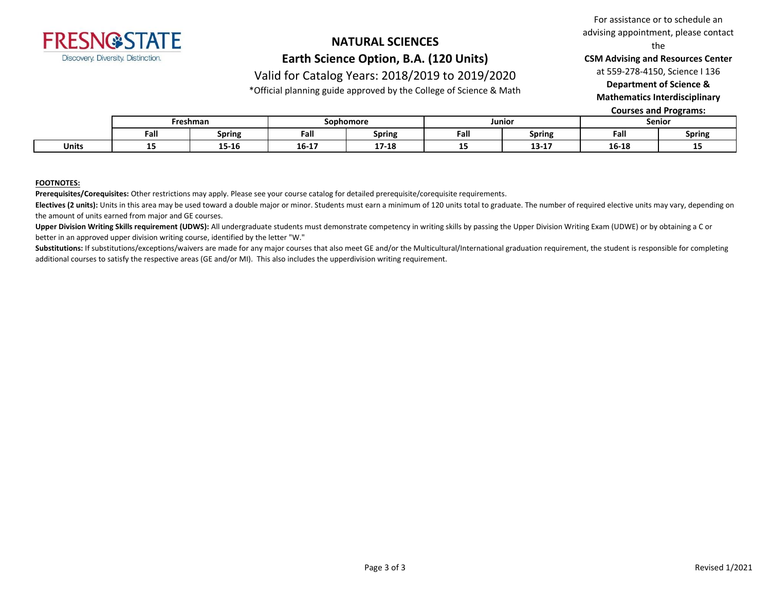FRESNO STATE
Discovery. Diversity. Distinction.

# NATURAL SCIENCES

## Earth Science Option, B.A. (120 Units)

Valid for Catalog Years: 2018/2019 to 2019/2020

*Official planning guide approved by the College of Science & Math

For assistance or to schedule an advising appointment, please contact the **CSM Advising and Resources Center** at 559-278-4150, Science I 136 **Department of Science & Mathematics Interdisciplinary Courses and Programs:**

| | Freshman | | Sophomore | | Junior | | Senior | |
|---|---|---|---|---|---|---|---|---|
| | Fall | Spring | Fall | Spring | Fall | Spring | Fall | Spring |
| **Units** | 15 | 15-16 | 16-17 | 17-18 | 15 | 13-17 | 16-18 | 15 |

**FOOTNOTES:**

**Prerequisites/Corequisites:** Other restrictions may apply. Please see your course catalog for detailed prerequisite/corequisite requirements.

**Electives (2 units):** Units in this area may be used toward a double major or minor. Students must earn a minimum of 120 units total to graduate. The number of required elective units may vary, depending on the amount of units earned from major and GE courses.

**Upper Division Writing Skills requirement (UDWS):** All undergraduate students must demonstrate competency in writing skills by passing the Upper Division Writing Exam (UDWE) or by obtaining a C or better in an approved upper division writing course, identified by the letter "W."

**Substitutions:** If substitutions/exceptions/waivers are made for any major courses that also meet GE and/or the Multicultural/International graduation requirement, the student is responsible for completing additional courses to satisfy the respective areas (GE and/or MI). This also includes the upperdivision writing requirement.

Revised 1/2021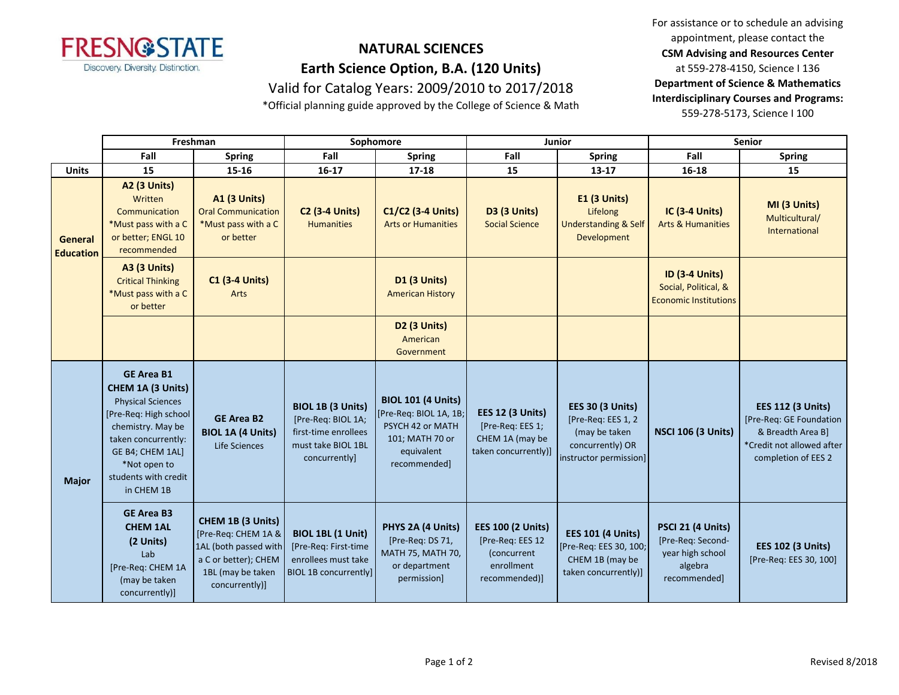**NATURAL SCIENCES**

**Earth Science Option, B.A. (120 Units)**

Valid for Catalog Years: 2009/2010 to 2017/2018

*Official planning guide approved by the College of Science & Math

For assistance or to schedule an advising appointment, please contact the **CSM Advising and Resources Center** at 559-278-4150, Science I 136

**Department of Science & Mathematics Interdisciplinary Courses and Programs:** 559-278-5173, Science I 100

| | Freshman | | Sophomore | | Junior | | Senior | |
|---|---|---|---|---|---|---|---|---|
| | Fall | Spring | Fall | Spring | Fall | Spring | Fall | Spring |
| **Units** | 15 | 15-16 | 16-17 | 17-18 | 15 | 13-17 | 16-18 | 15 |
| **General Education** | **A2 (3 Units)** Written Communication *Must pass with a C or better; ENGL 10 recommended | **A1 (3 Units)** Oral Communication *Must pass with a C or better | **C2 (3-4 Units)** Humanities | **C1/C2 (3-4 Units)** Arts or Humanities | **D3 (3 Units)** Social Science | **E1 (3 Units)** Lifelong Understanding & Self Development | **IC (3-4 Units)** Arts & Humanities | **MI (3 Units)** Multicultural/ International |
| | **A3 (3 Units)** Critical Thinking *Must pass with a C or better | **C1 (3-4 Units)** Arts | | **D1 (3 Units)** American History | | | **ID (3-4 Units)** Social, Political, & Economic Institutions | |
| | | | | **D2 (3 Units)** American Government | | | | |
| **Major** | **GE Area B1 CHEM 1A (3 Units)** Physical Sciences [Pre-Req: High school chemistry. May be taken concurrently: GE B4; CHEM 1AL] *Not open to students with credit in CHEM 1B | **GE Area B2 BIOL 1A (4 Units)** Life Sciences | **BIOL 1B (3 Units)** [Pre-Req: BIOL 1A; first-time enrollees must take BIOL 1BL concurrently] | **BIOL 101 (4 Units)** [Pre-Req: BIOL 1A, 1B; PSYCH 42 or MATH 101; MATH 70 or equivalent recommended] | **EES 12 (3 Units)** [Pre-Req: EES 1; CHEM 1A (may be taken concurrently)] | **EES 30 (3 Units)** [Pre-Req: EES 1, 2 (may be taken concurrently) OR instructor permission] | **NSCI 106 (3 Units)** | **EES 112 (3 Units)** [Pre-Req: GE Foundation & Breadth Area B] *Credit not allowed after completion of EES 2 |
| | **GE Area B3 CHEM 1AL (2 Units)** Lab [Pre-Req: CHEM 1A (may be taken concurrently)] | **CHEM 1B (3 Units)** [Pre-Req: CHEM 1A & 1AL (both passed with a C or better); CHEM 1BL (may be taken concurrently)] | **BIOL 1BL (1 Unit)** [Pre-Req: First-time enrollees must take BIOL 1B concurrently] | **PHYS 2A (4 Units)** [Pre-Req: DS 71, MATH 75, MATH 70, or department permission] | **EES 100 (2 Units)** [Pre-Req: EES 12 (concurrent enrollment recommended)] | **EES 101 (4 Units)** [Pre-Req: EES 30, 100; CHEM 1B (may be taken concurrently)] | **PSCI 21 (4 Units)** [Pre-Req: Second-year high school algebra recommended] | **EES 102 (3 Units)** [Pre-Req: EES 30, 100] |

Revised 8/2018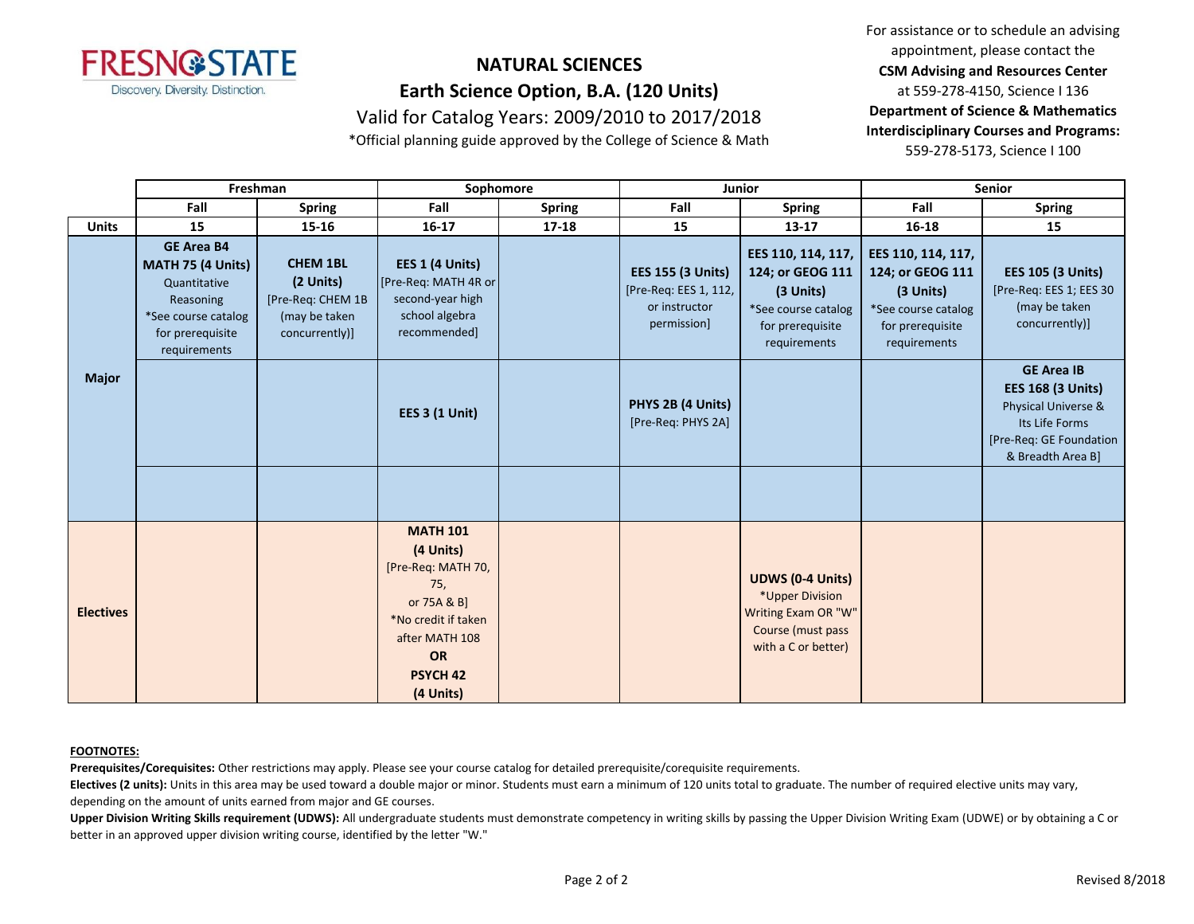# NATURAL SCIENCES

## Earth Science Option, B.A. (120 Units)

Valid for Catalog Years: 2009/2010 to 2017/2018

*Official planning guide approved by the College of Science & Math

For assistance or to schedule an advising appointment, please contact the **CSM Advising and Resources Center** at 559-278-4150, Science I 136
**Department of Science & Mathematics Interdisciplinary Courses and Programs:** 559-278-5173, Science I 100

| | Freshman | | Sophomore | | Junior | | Senior | |
|---|---|---|---|---|---|---|---|---|
| | Fall | Spring | Fall | Spring | Fall | Spring | Fall | Spring |
| **Units** | 15 | 15-16 | 16-17 | 17-18 | 15 | 13-17 | 16-18 | 15 |
| **Major** | **GE Area B4 MATH 75 (4 Units)** Quantitative Reasoning *See course catalog for prerequisite requirements | **CHEM 1BL (2 Units)** [Pre-Req: CHEM 1B (may be taken concurrently)] | **EES 1 (4 Units)** [Pre-Req: MATH 4R or second-year high school algebra recommended] | | **EES 155 (3 Units)** [Pre-Req: EES 1, 112, or instructor permission] | **EES 110, 114, 117, 124; or GEOG 111 (3 Units)** *See course catalog for prerequisite requirements | **EES 110, 114, 117, 124; or GEOG 111 (3 Units)** *See course catalog for prerequisite requirements | **EES 105 (3 Units)** [Pre-Req: EES 1; EES 30 (may be taken concurrently)] |
| **Major** | | | **EES 3 (1 Unit)** | | **PHYS 2B (4 Units)** [Pre-Req: PHYS 2A] | | | **GE Area IB EES 168 (3 Units)** Physical Universe & Its Life Forms [Pre-Req: GE Foundation & Breadth Area B] |
| **Major** | | | | | | | | |
| **Electives** | | | **MATH 101 (4 Units)** [Pre-Req: MATH 70, 75, or 75A & B] *No credit if taken after MATH 108 **OR** **PSYCH 42 (4 Units)** | | | **UDWS (0-4 Units)** *Upper Division Writing Exam OR "W" Course (must pass with a C or better) | | |

**FOOTNOTES:**

**Prerequisites/Corequisites:** Other restrictions may apply. Please see your course catalog for detailed prerequisite/corequisite requirements.

**Electives (2 units):** Units in this area may be used toward a double major or minor. Students must earn a minimum of 120 units total to graduate. The number of required elective units may vary, depending on the amount of units earned from major and GE courses.

**Upper Division Writing Skills requirement (UDWS):** All undergraduate students must demonstrate competency in writing skills by passing the Upper Division Writing Exam (UDWE) or by obtaining a C or better in an approved upper division writing course, identified by the letter "W."

Revised 8/2018